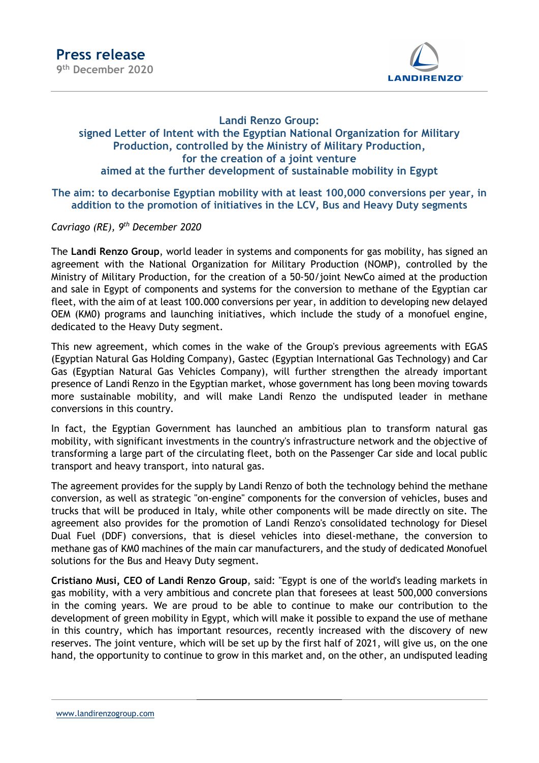# Press release

9th December 2020

## Landi Renzo Group: signed Letter of Intent with the Egyptian National Organization for Military Production, controlled by the Ministry of Military Production, for the creation of a joint venture aimed at the further development of sustainable mobility in Egypt

### The aim: to decarbonise Egyptian mobility with at least 100,000 conversions per year, in addition to the promotion of initiatives in the LCV, Bus and Heavy Duty segments

*Cavriago (RE), 9th December 2020*

The **Landi Renzo Group**, world leader in systems and components for gas mobility, has signed an agreement with the National Organization for Military Production (NOMP), controlled by the Ministry of Military Production, for the creation of a 50-50/joint NewCo aimed at the production and sale in Egypt of components and systems for the conversion to methane of the Egyptian car fleet, with the aim of at least 100.000 conversions per year, in addition to developing new delayed OEM (KM0) programs and launching initiatives, which include the study of a monofuel engine, dedicated to the Heavy Duty segment.

This new agreement, which comes in the wake of the Group's previous agreements with EGAS (Egyptian Natural Gas Holding Company), Gastec (Egyptian International Gas Technology) and Car Gas (Egyptian Natural Gas Vehicles Company), will further strengthen the already important presence of Landi Renzo in the Egyptian market, whose government has long been moving towards more sustainable mobility, and will make Landi Renzo the undisputed leader in methane conversions in this country.

In fact, the Egyptian Government has launched an ambitious plan to transform natural gas mobility, with significant investments in the country's infrastructure network and the objective of transforming a large part of the circulating fleet, both on the Passenger Car side and local public transport and heavy transport, into natural gas.

The agreement provides for the supply by Landi Renzo of both the technology behind the methane conversion, as well as strategic "on-engine" components for the conversion of vehicles, buses and trucks that will be produced in Italy, while other components will be made directly on site. The agreement also provides for the promotion of Landi Renzo's consolidated technology for Diesel Dual Fuel (DDF) conversions, that is diesel vehicles into diesel-methane, the conversion to methane gas of KM0 machines of the main car manufacturers, and the study of dedicated Monofuel solutions for the Bus and Heavy Duty segment.

**Cristiano Musi, CEO of Landi Renzo Group**, said: "Egypt is one of the world's leading markets in gas mobility, with a very ambitious and concrete plan that foresees at least 500,000 conversions in the coming years. We are proud to be able to continue to make our contribution to the development of green mobility in Egypt, which will make it possible to expand the use of methane in this country, which has important resources, recently increased with the discovery of new reserves. The joint venture, which will be set up by the first half of 2021, will give us, on the one hand, the opportunity to continue to grow in this market and, on the other, an undisputed leading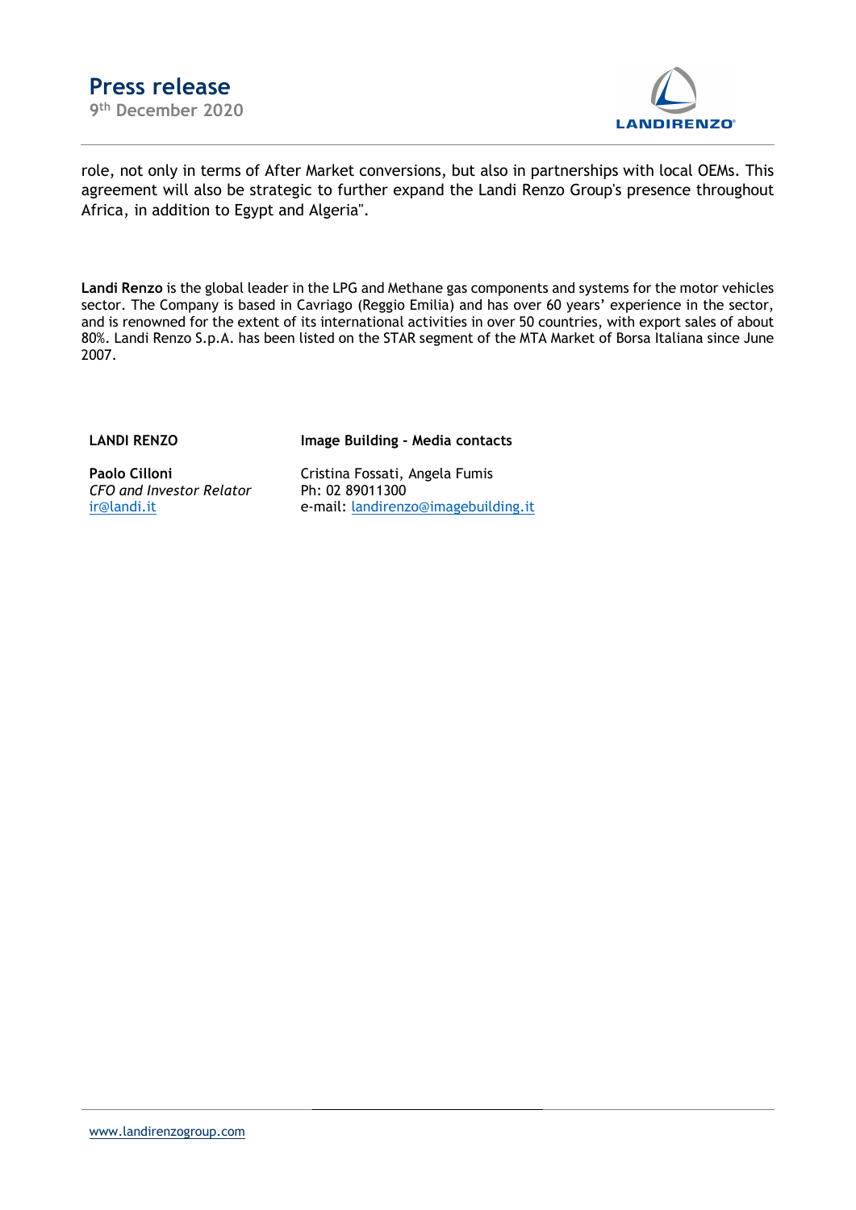role, not only in terms of After Market conversions, but also in partnerships with local OEMs. This agreement will also be strategic to further expand the Landi Renzo Group's presence throughout Africa, in addition to Egypt and Algeria".

**Landi Renzo** is the global leader in the LPG and Methane gas components and systems for the motor vehicles sector. The Company is based in Cavriago (Reggio Emilia) and has over 60 years' experience in the sector, and is renowned for the extent of its international activities in over 50 countries, with export sales of about 80%. Landi Renzo S.p.A. has been listed on the STAR segment of the MTA Market of Borsa Italiana since June 2007.

| **LANDI RENZO** | **Image Building - Media contacts** |
| --- | --- |
| **Paolo Cilloni**<br>*CFO and Investor Relator*<br>ir@landi.it | Cristina Fossati, Angela Fumis<br>Ph: 02 89011300<br>e-mail: landirenzo@imagebuilding.it |